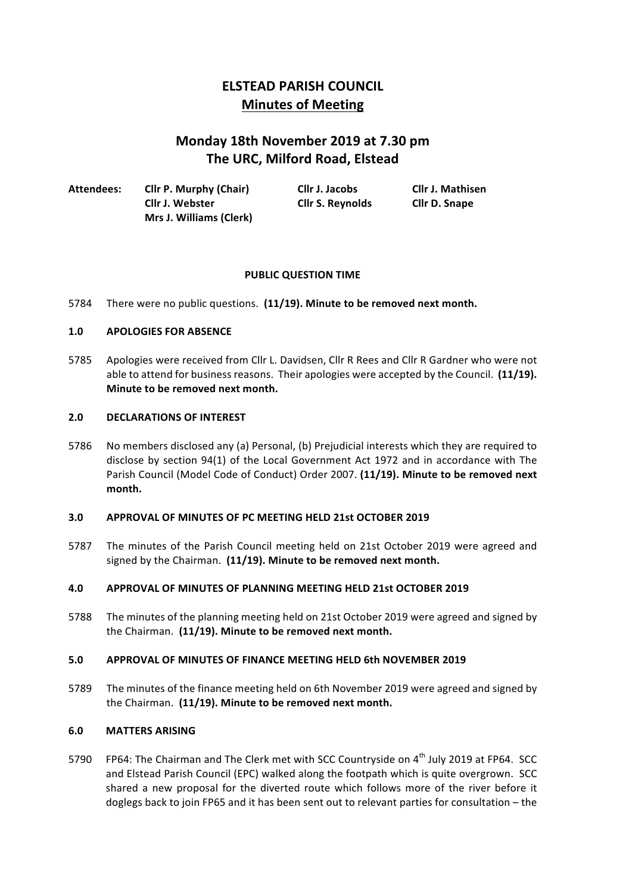# ELSTEAD PARISH COUNCIL

## Minutes of Meeting

## Monday 18th November 2019 at 7.30 pm
## The URC, Milford Road, Elstead

| Attendees: | Cllr P. Murphy (Chair) | Cllr J. Jacobs | Cllr J. Mathisen |
|---|---|---|---|
| | Cllr J. Webster | Cllr S. Reynolds | Cllr D. Snape |
| | Mrs J. Williams (Clerk) | | |

### PUBLIC QUESTION TIME

5784 There were no public questions. **(11/19). Minute to be removed next month.**

### 1.0 APOLOGIES FOR ABSENCE

5785 Apologies were received from Cllr L. Davidsen, Cllr R Rees and Cllr R Gardner who were not able to attend for business reasons. Their apologies were accepted by the Council. **(11/19). Minute to be removed next month.**

### 2.0 DECLARATIONS OF INTEREST

5786 No members disclosed any (a) Personal, (b) Prejudicial interests which they are required to disclose by section 94(1) of the Local Government Act 1972 and in accordance with The Parish Council (Model Code of Conduct) Order 2007. **(11/19). Minute to be removed next month.**

### 3.0 APPROVAL OF MINUTES OF PC MEETING HELD 21st OCTOBER 2019

5787 The minutes of the Parish Council meeting held on 21st October 2019 were agreed and signed by the Chairman. **(11/19). Minute to be removed next month.**

### 4.0 APPROVAL OF MINUTES OF PLANNING MEETING HELD 21st OCTOBER 2019

5788 The minutes of the planning meeting held on 21st October 2019 were agreed and signed by the Chairman. **(11/19). Minute to be removed next month.**

### 5.0 APPROVAL OF MINUTES OF FINANCE MEETING HELD 6th NOVEMBER 2019

5789 The minutes of the finance meeting held on 6th November 2019 were agreed and signed by the Chairman. **(11/19). Minute to be removed next month.**

### 6.0 MATTERS ARISING

5790 FP64: The Chairman and The Clerk met with SCC Countryside on 4th July 2019 at FP64. SCC and Elstead Parish Council (EPC) walked along the footpath which is quite overgrown. SCC shared a new proposal for the diverted route which follows more of the river before it doglegs back to join FP65 and it has been sent out to relevant parties for consultation – the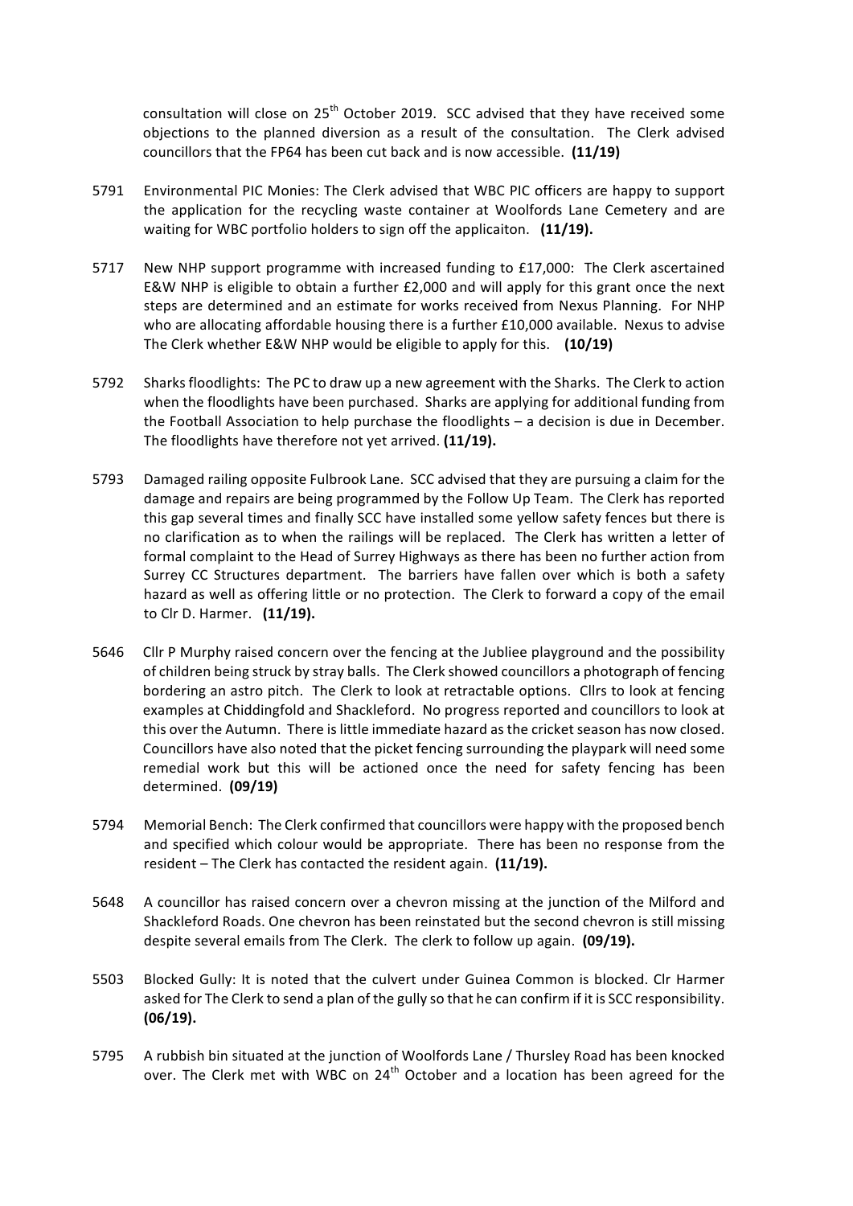consultation will close on 25th October 2019. SCC advised that they have received some objections to the planned diversion as a result of the consultation. The Clerk advised councillors that the FP64 has been cut back and is now accessible. **(11/19)**

5791 Environmental PIC Monies: The Clerk advised that WBC PIC officers are happy to support the application for the recycling waste container at Woolfords Lane Cemetery and are waiting for WBC portfolio holders to sign off the applicaiton. **(11/19).**

5717 New NHP support programme with increased funding to £17,000: The Clerk ascertained E&W NHP is eligible to obtain a further £2,000 and will apply for this grant once the next steps are determined and an estimate for works received from Nexus Planning. For NHP who are allocating affordable housing there is a further £10,000 available. Nexus to advise The Clerk whether E&W NHP would be eligible to apply for this. **(10/19)**

5792 Sharks floodlights: The PC to draw up a new agreement with the Sharks. The Clerk to action when the floodlights have been purchased. Sharks are applying for additional funding from the Football Association to help purchase the floodlights – a decision is due in December. The floodlights have therefore not yet arrived. **(11/19).**

5793 Damaged railing opposite Fulbrook Lane. SCC advised that they are pursuing a claim for the damage and repairs are being programmed by the Follow Up Team. The Clerk has reported this gap several times and finally SCC have installed some yellow safety fences but there is no clarification as to when the railings will be replaced. The Clerk has written a letter of formal complaint to the Head of Surrey Highways as there has been no further action from Surrey CC Structures department. The barriers have fallen over which is both a safety hazard as well as offering little or no protection. The Clerk to forward a copy of the email to Clr D. Harmer. **(11/19).**

5646 Cllr P Murphy raised concern over the fencing at the Jubliee playground and the possibility of children being struck by stray balls. The Clerk showed councillors a photograph of fencing bordering an astro pitch. The Clerk to look at retractable options. Cllrs to look at fencing examples at Chiddingfold and Shackleford. No progress reported and councillors to look at this over the Autumn. There is little immediate hazard as the cricket season has now closed. Councillors have also noted that the picket fencing surrounding the playpark will need some remedial work but this will be actioned once the need for safety fencing has been determined. **(09/19)**

5794 Memorial Bench: The Clerk confirmed that councillors were happy with the proposed bench and specified which colour would be appropriate. There has been no response from the resident – The Clerk has contacted the resident again. **(11/19).**

5648 A councillor has raised concern over a chevron missing at the junction of the Milford and Shackleford Roads. One chevron has been reinstated but the second chevron is still missing despite several emails from The Clerk. The clerk to follow up again. **(09/19).**

5503 Blocked Gully: It is noted that the culvert under Guinea Common is blocked. Clr Harmer asked for The Clerk to send a plan of the gully so that he can confirm if it is SCC responsibility. **(06/19).**

5795 A rubbish bin situated at the junction of Woolfords Lane / Thursley Road has been knocked over. The Clerk met with WBC on 24th October and a location has been agreed for the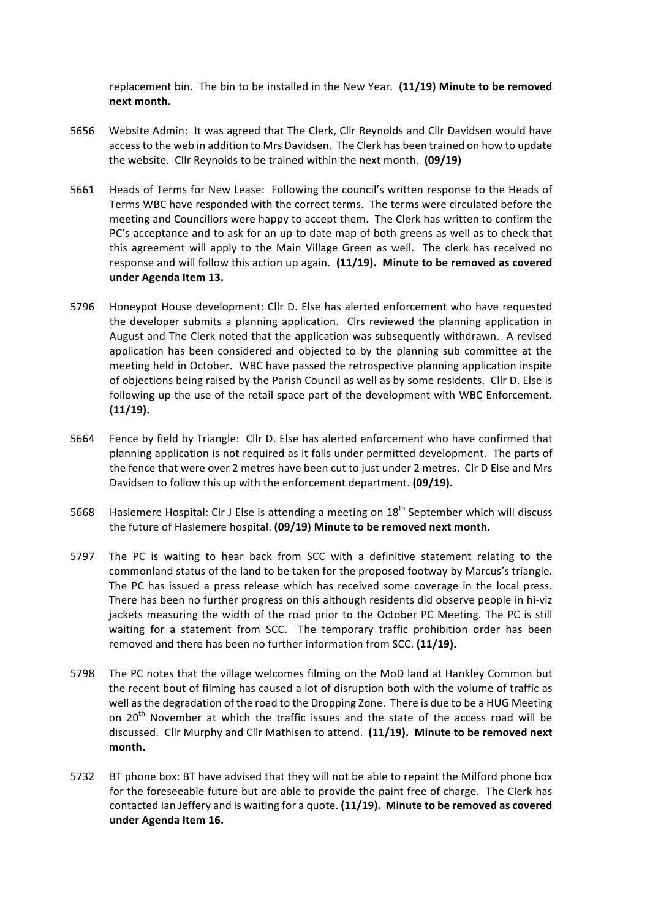replacement bin. The bin to be installed in the New Year. **(11/19) Minute to be removed next month.**

5656 Website Admin: It was agreed that The Clerk, Cllr Reynolds and Cllr Davidsen would have access to the web in addition to Mrs Davidsen. The Clerk has been trained on how to update the website. Cllr Reynolds to be trained within the next month. **(09/19)**

5661 Heads of Terms for New Lease: Following the council's written response to the Heads of Terms WBC have responded with the correct terms. The terms were circulated before the meeting and Councillors were happy to accept them. The Clerk has written to confirm the PC's acceptance and to ask for an up to date map of both greens as well as to check that this agreement will apply to the Main Village Green as well. The clerk has received no response and will follow this action up again. **(11/19). Minute to be removed as covered under Agenda Item 13.**

5796 Honeypot House development: Cllr D. Else has alerted enforcement who have requested the developer submits a planning application. Clrs reviewed the planning application in August and The Clerk noted that the application was subsequently withdrawn. A revised application has been considered and objected to by the planning sub committee at the meeting held in October. WBC have passed the retrospective planning application inspite of objections being raised by the Parish Council as well as by some residents. Cllr D. Else is following up the use of the retail space part of the development with WBC Enforcement. **(11/19).**

5664 Fence by field by Triangle: Cllr D. Else has alerted enforcement who have confirmed that planning application is not required as it falls under permitted development. The parts of the fence that were over 2 metres have been cut to just under 2 metres. Clr D Else and Mrs Davidsen to follow this up with the enforcement department. **(09/19).**

5668 Haslemere Hospital: Clr J Else is attending a meeting on 18th September which will discuss the future of Haslemere hospital. **(09/19) Minute to be removed next month.**

5797 The PC is waiting to hear back from SCC with a definitive statement relating to the commonland status of the land to be taken for the proposed footway by Marcus's triangle. The PC has issued a press release which has received some coverage in the local press. There has been no further progress on this although residents did observe people in hi-viz jackets measuring the width of the road prior to the October PC Meeting. The PC is still waiting for a statement from SCC. The temporary traffic prohibition order has been removed and there has been no further information from SCC. **(11/19).**

5798 The PC notes that the village welcomes filming on the MoD land at Hankley Common but the recent bout of filming has caused a lot of disruption both with the volume of traffic as well as the degradation of the road to the Dropping Zone. There is due to be a HUG Meeting on 20th November at which the traffic issues and the state of the access road will be discussed. Cllr Murphy and Cllr Mathisen to attend. **(11/19). Minute to be removed next month.**

5732 BT phone box: BT have advised that they will not be able to repaint the Milford phone box for the foreseeable future but are able to provide the paint free of charge. The Clerk has contacted Ian Jeffery and is waiting for a quote. **(11/19). Minute to be removed as covered under Agenda Item 16.**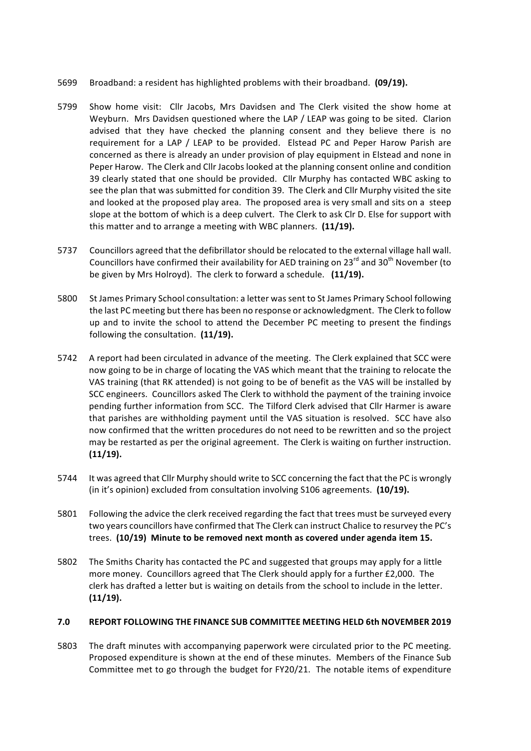5699 Broadband: a resident has highlighted problems with their broadband. **(09/19).**

5799 Show home visit: Cllr Jacobs, Mrs Davidsen and The Clerk visited the show home at Weyburn. Mrs Davidsen questioned where the LAP / LEAP was going to be sited. Clarion advised that they have checked the planning consent and they believe there is no requirement for a LAP / LEAP to be provided. Elstead PC and Peper Harow Parish are concerned as there is already an under provision of play equipment in Elstead and none in Peper Harow. The Clerk and Cllr Jacobs looked at the planning consent online and condition 39 clearly stated that one should be provided. Cllr Murphy has contacted WBC asking to see the plan that was submitted for condition 39. The Clerk and Cllr Murphy visited the site and looked at the proposed play area. The proposed area is very small and sits on a steep slope at the bottom of which is a deep culvert. The Clerk to ask Clr D. Else for support with this matter and to arrange a meeting with WBC planners. **(11/19).**

5737 Councillors agreed that the defibrillator should be relocated to the external village hall wall. Councillors have confirmed their availability for AED training on 23rd and 30th November (to be given by Mrs Holroyd). The clerk to forward a schedule. **(11/19).**

5800 St James Primary School consultation: a letter was sent to St James Primary School following the last PC meeting but there has been no response or acknowledgment. The Clerk to follow up and to invite the school to attend the December PC meeting to present the findings following the consultation. **(11/19).**

5742 A report had been circulated in advance of the meeting. The Clerk explained that SCC were now going to be in charge of locating the VAS which meant that the training to relocate the VAS training (that RK attended) is not going to be of benefit as the VAS will be installed by SCC engineers. Councillors asked The Clerk to withhold the payment of the training invoice pending further information from SCC. The Tilford Clerk advised that Cllr Harmer is aware that parishes are withholding payment until the VAS situation is resolved. SCC have also now confirmed that the written procedures do not need to be rewritten and so the project may be restarted as per the original agreement. The Clerk is waiting on further instruction. **(11/19).**

5744 It was agreed that Cllr Murphy should write to SCC concerning the fact that the PC is wrongly (in it's opinion) excluded from consultation involving S106 agreements. **(10/19).**

5801 Following the advice the clerk received regarding the fact that trees must be surveyed every two years councillors have confirmed that The Clerk can instruct Chalice to resurvey the PC's trees. **(10/19) Minute to be removed next month as covered under agenda item 15.**

5802 The Smiths Charity has contacted the PC and suggested that groups may apply for a little more money. Councillors agreed that The Clerk should apply for a further £2,000. The clerk has drafted a letter but is waiting on details from the school to include in the letter. **(11/19).**

## 7.0 REPORT FOLLOWING THE FINANCE SUB COMMITTEE MEETING HELD 6th NOVEMBER 2019

5803 The draft minutes with accompanying paperwork were circulated prior to the PC meeting. Proposed expenditure is shown at the end of these minutes. Members of the Finance Sub Committee met to go through the budget for FY20/21. The notable items of expenditure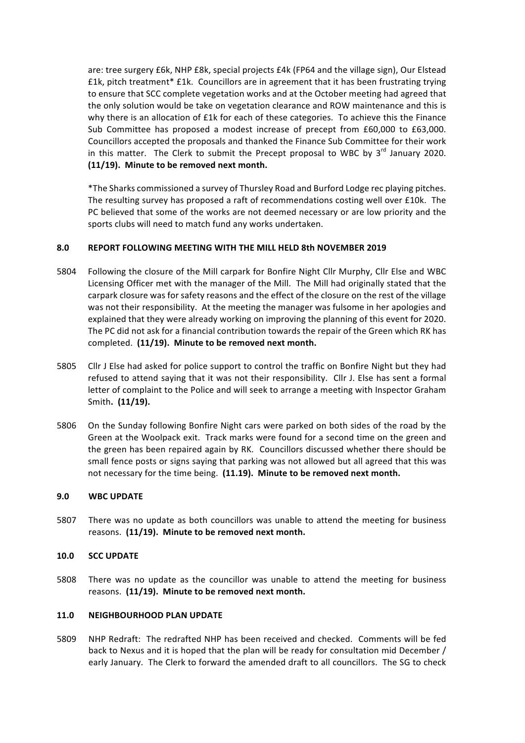are: tree surgery £6k, NHP £8k, special projects £4k (FP64 and the village sign), Our Elstead £1k, pitch treatment* £1k. Councillors are in agreement that it has been frustrating trying to ensure that SCC complete vegetation works and at the October meeting had agreed that the only solution would be take on vegetation clearance and ROW maintenance and this is why there is an allocation of £1k for each of these categories. To achieve this the Finance Sub Committee has proposed a modest increase of precept from £60,000 to £63,000. Councillors accepted the proposals and thanked the Finance Sub Committee for their work in this matter. The Clerk to submit the Precept proposal to WBC by 3rd January 2020. **(11/19). Minute to be removed next month.**

*The Sharks commissioned a survey of Thursley Road and Burford Lodge rec playing pitches. The resulting survey has proposed a raft of recommendations costing well over £10k. The PC believed that some of the works are not deemed necessary or are low priority and the sports clubs will need to match fund any works undertaken.

## 8.0 REPORT FOLLOWING MEETING WITH THE MILL HELD 8th NOVEMBER 2019

5804 Following the closure of the Mill carpark for Bonfire Night Cllr Murphy, Cllr Else and WBC Licensing Officer met with the manager of the Mill. The Mill had originally stated that the carpark closure was for safety reasons and the effect of the closure on the rest of the village was not their responsibility. At the meeting the manager was fulsome in her apologies and explained that they were already working on improving the planning of this event for 2020. The PC did not ask for a financial contribution towards the repair of the Green which RK has completed. **(11/19). Minute to be removed next month.**

5805 Cllr J Else had asked for police support to control the traffic on Bonfire Night but they had refused to attend saying that it was not their responsibility. Cllr J. Else has sent a formal letter of complaint to the Police and will seek to arrange a meeting with Inspector Graham Smith**. (11/19).**

5806 On the Sunday following Bonfire Night cars were parked on both sides of the road by the Green at the Woolpack exit. Track marks were found for a second time on the green and the green has been repaired again by RK. Councillors discussed whether there should be small fence posts or signs saying that parking was not allowed but all agreed that this was not necessary for the time being. **(11.19). Minute to be removed next month.**

## 9.0 WBC UPDATE

5807 There was no update as both councillors was unable to attend the meeting for business reasons. **(11/19). Minute to be removed next month.**

## 10.0 SCC UPDATE

5808 There was no update as the councillor was unable to attend the meeting for business reasons. **(11/19). Minute to be removed next month.**

## 11.0 NEIGHBOURHOOD PLAN UPDATE

5809 NHP Redraft: The redrafted NHP has been received and checked. Comments will be fed back to Nexus and it is hoped that the plan will be ready for consultation mid December / early January. The Clerk to forward the amended draft to all councillors. The SG to check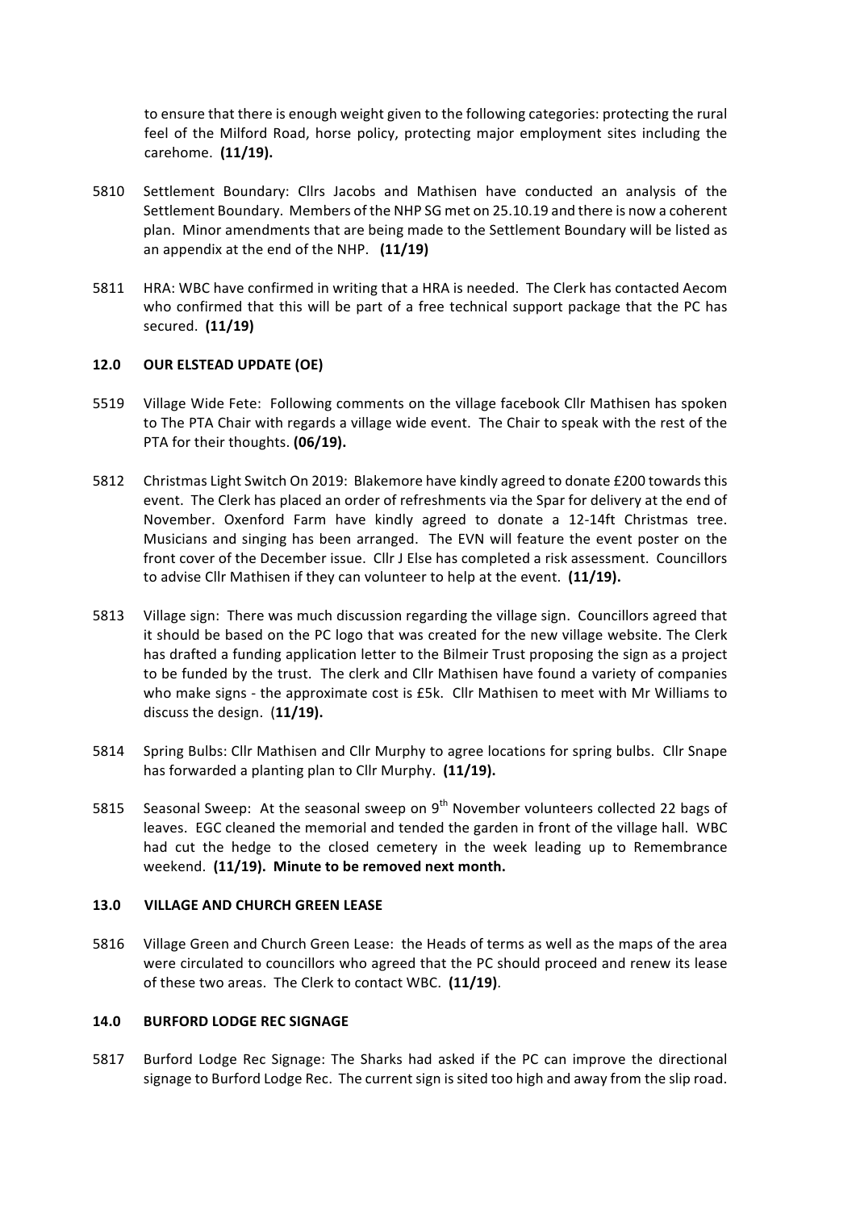to ensure that there is enough weight given to the following categories: protecting the rural feel of the Milford Road, horse policy, protecting major employment sites including the carehome. **(11/19).**

5810 Settlement Boundary: Cllrs Jacobs and Mathisen have conducted an analysis of the Settlement Boundary. Members of the NHP SG met on 25.10.19 and there is now a coherent plan. Minor amendments that are being made to the Settlement Boundary will be listed as an appendix at the end of the NHP. **(11/19)**

5811 HRA: WBC have confirmed in writing that a HRA is needed. The Clerk has contacted Aecom who confirmed that this will be part of a free technical support package that the PC has secured. **(11/19)**

## 12.0 OUR ELSTEAD UPDATE (OE)

5519 Village Wide Fete: Following comments on the village facebook Cllr Mathisen has spoken to The PTA Chair with regards a village wide event. The Chair to speak with the rest of the PTA for their thoughts. **(06/19).**

5812 Christmas Light Switch On 2019: Blakemore have kindly agreed to donate £200 towards this event. The Clerk has placed an order of refreshments via the Spar for delivery at the end of November. Oxenford Farm have kindly agreed to donate a 12-14ft Christmas tree. Musicians and singing has been arranged. The EVN will feature the event poster on the front cover of the December issue. Cllr J Else has completed a risk assessment. Councillors to advise Cllr Mathisen if they can volunteer to help at the event. **(11/19).**

5813 Village sign: There was much discussion regarding the village sign. Councillors agreed that it should be based on the PC logo that was created for the new village website. The Clerk has drafted a funding application letter to the Bilmeir Trust proposing the sign as a project to be funded by the trust. The clerk and Cllr Mathisen have found a variety of companies who make signs - the approximate cost is £5k. Cllr Mathisen to meet with Mr Williams to discuss the design. (**11/19).**

5814 Spring Bulbs: Cllr Mathisen and Cllr Murphy to agree locations for spring bulbs. Cllr Snape has forwarded a planting plan to Cllr Murphy. **(11/19).**

5815 Seasonal Sweep: At the seasonal sweep on 9th November volunteers collected 22 bags of leaves. EGC cleaned the memorial and tended the garden in front of the village hall. WBC had cut the hedge to the closed cemetery in the week leading up to Remembrance weekend. **(11/19). Minute to be removed next month.**

## 13.0 VILLAGE AND CHURCH GREEN LEASE

5816 Village Green and Church Green Lease: the Heads of terms as well as the maps of the area were circulated to councillors who agreed that the PC should proceed and renew its lease of these two areas. The Clerk to contact WBC. **(11/19)**.

## 14.0 BURFORD LODGE REC SIGNAGE

5817 Burford Lodge Rec Signage: The Sharks had asked if the PC can improve the directional signage to Burford Lodge Rec. The current sign is sited too high and away from the slip road.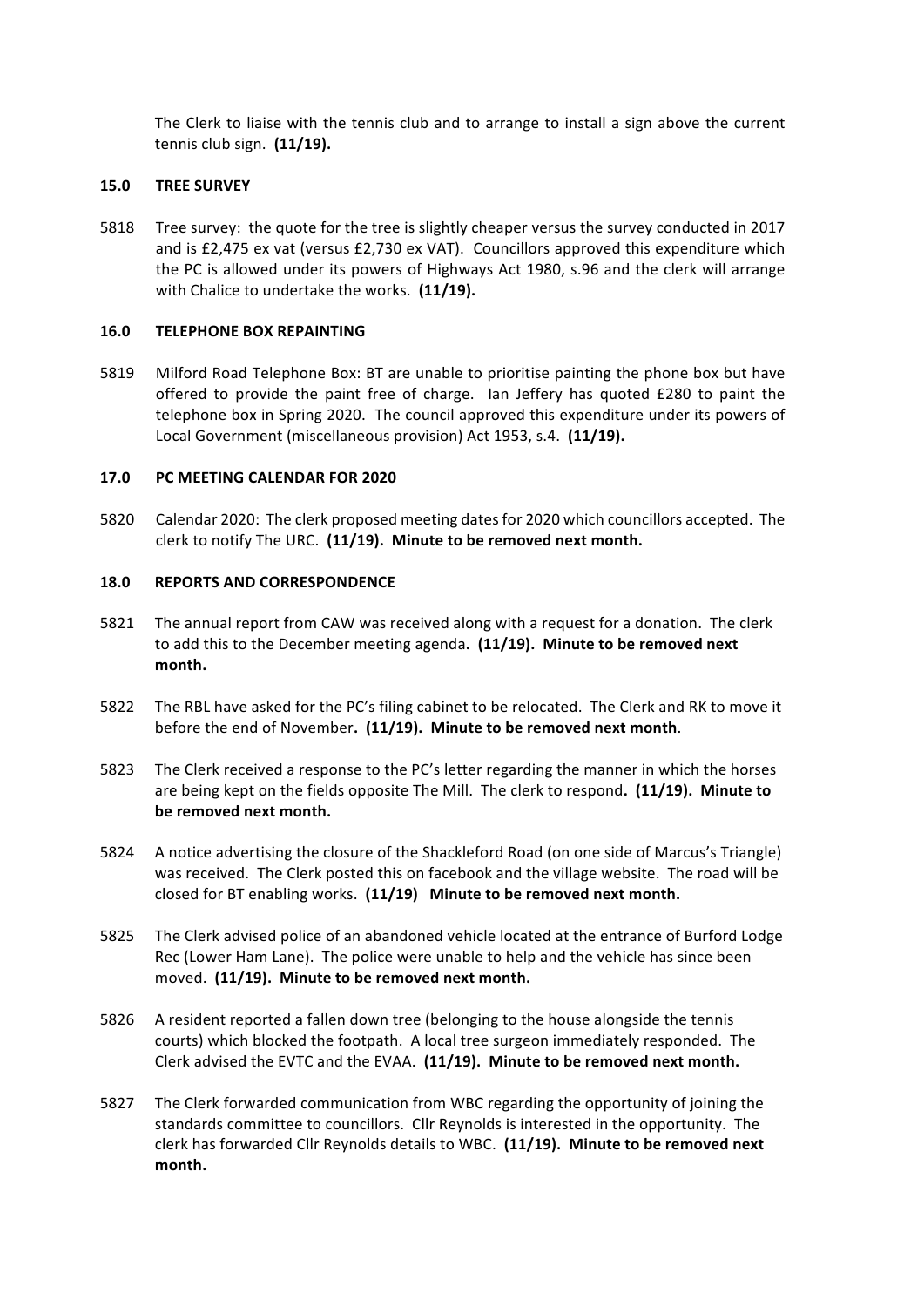The Clerk to liaise with the tennis club and to arrange to install a sign above the current tennis club sign. **(11/19).**

## 15.0 TREE SURVEY

5818 Tree survey: the quote for the tree is slightly cheaper versus the survey conducted in 2017 and is £2,475 ex vat (versus £2,730 ex VAT). Councillors approved this expenditure which the PC is allowed under its powers of Highways Act 1980, s.96 and the clerk will arrange with Chalice to undertake the works. **(11/19).**

## 16.0 TELEPHONE BOX REPAINTING

5819 Milford Road Telephone Box: BT are unable to prioritise painting the phone box but have offered to provide the paint free of charge. Ian Jeffery has quoted £280 to paint the telephone box in Spring 2020. The council approved this expenditure under its powers of Local Government (miscellaneous provision) Act 1953, s.4. **(11/19).**

## 17.0 PC MEETING CALENDAR FOR 2020

5820 Calendar 2020: The clerk proposed meeting dates for 2020 which councillors accepted. The clerk to notify The URC. **(11/19). Minute to be removed next month.**

## 18.0 REPORTS AND CORRESPONDENCE

5821 The annual report from CAW was received along with a request for a donation. The clerk to add this to the December meeting agenda**. (11/19). Minute to be removed next month.**

5822 The RBL have asked for the PC's filing cabinet to be relocated. The Clerk and RK to move it before the end of November**. (11/19). Minute to be removed next month**.

5823 The Clerk received a response to the PC's letter regarding the manner in which the horses are being kept on the fields opposite The Mill. The clerk to respond**. (11/19). Minute to be removed next month.**

5824 A notice advertising the closure of the Shackleford Road (on one side of Marcus's Triangle) was received. The Clerk posted this on facebook and the village website. The road will be closed for BT enabling works. **(11/19) Minute to be removed next month.**

5825 The Clerk advised police of an abandoned vehicle located at the entrance of Burford Lodge Rec (Lower Ham Lane). The police were unable to help and the vehicle has since been moved. **(11/19). Minute to be removed next month.**

5826 A resident reported a fallen down tree (belonging to the house alongside the tennis courts) which blocked the footpath. A local tree surgeon immediately responded. The Clerk advised the EVTC and the EVAA. **(11/19). Minute to be removed next month.**

5827 The Clerk forwarded communication from WBC regarding the opportunity of joining the standards committee to councillors. Cllr Reynolds is interested in the opportunity. The clerk has forwarded Cllr Reynolds details to WBC. **(11/19). Minute to be removed next month.**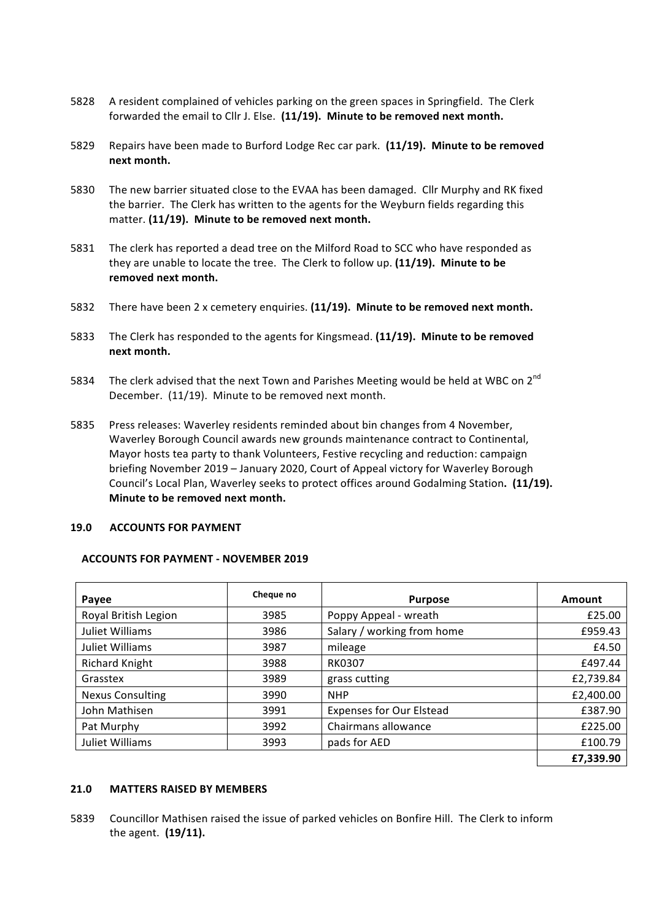5828 A resident complained of vehicles parking on the green spaces in Springfield. The Clerk forwarded the email to Cllr J. Else. **(11/19). Minute to be removed next month.**

5829 Repairs have been made to Burford Lodge Rec car park. **(11/19). Minute to be removed next month.**

5830 The new barrier situated close to the EVAA has been damaged. Cllr Murphy and RK fixed the barrier. The Clerk has written to the agents for the Weyburn fields regarding this matter. **(11/19). Minute to be removed next month.**

5831 The clerk has reported a dead tree on the Milford Road to SCC who have responded as they are unable to locate the tree. The Clerk to follow up. **(11/19). Minute to be removed next month.**

5832 There have been 2 x cemetery enquiries. **(11/19). Minute to be removed next month.**

5833 The Clerk has responded to the agents for Kingsmead. **(11/19). Minute to be removed next month.**

5834 The clerk advised that the next Town and Parishes Meeting would be held at WBC on 2nd December. (11/19). Minute to be removed next month.

5835 Press releases: Waverley residents reminded about bin changes from 4 November, Waverley Borough Council awards new grounds maintenance contract to Continental, Mayor hosts tea party to thank Volunteers, Festive recycling and reduction: campaign briefing November 2019 – January 2020, Court of Appeal victory for Waverley Borough Council's Local Plan, Waverley seeks to protect offices around Godalming Station**. (11/19). Minute to be removed next month.**

## 19.0 ACCOUNTS FOR PAYMENT

**ACCOUNTS FOR PAYMENT - NOVEMBER 2019**

| Payee | Cheque no | Purpose | Amount |
|---|---|---|---|
| Royal British Legion | 3985 | Poppy Appeal - wreath | £25.00 |
| Juliet Williams | 3986 | Salary / working from home | £959.43 |
| Juliet Williams | 3987 | mileage | £4.50 |
| Richard Knight | 3988 | RK0307 | £497.44 |
| Grasstex | 3989 | grass cutting | £2,739.84 |
| Nexus Consulting | 3990 | NHP | £2,400.00 |
| John Mathisen | 3991 | Expenses for Our Elstead | £387.90 |
| Pat Murphy | 3992 | Chairmans allowance | £225.00 |
| Juliet Williams | 3993 | pads for AED | £100.79 |
| | | | **£7,339.90** |

## 21.0 MATTERS RAISED BY MEMBERS

5839 Councillor Mathisen raised the issue of parked vehicles on Bonfire Hill. The Clerk to inform the agent. **(19/11).**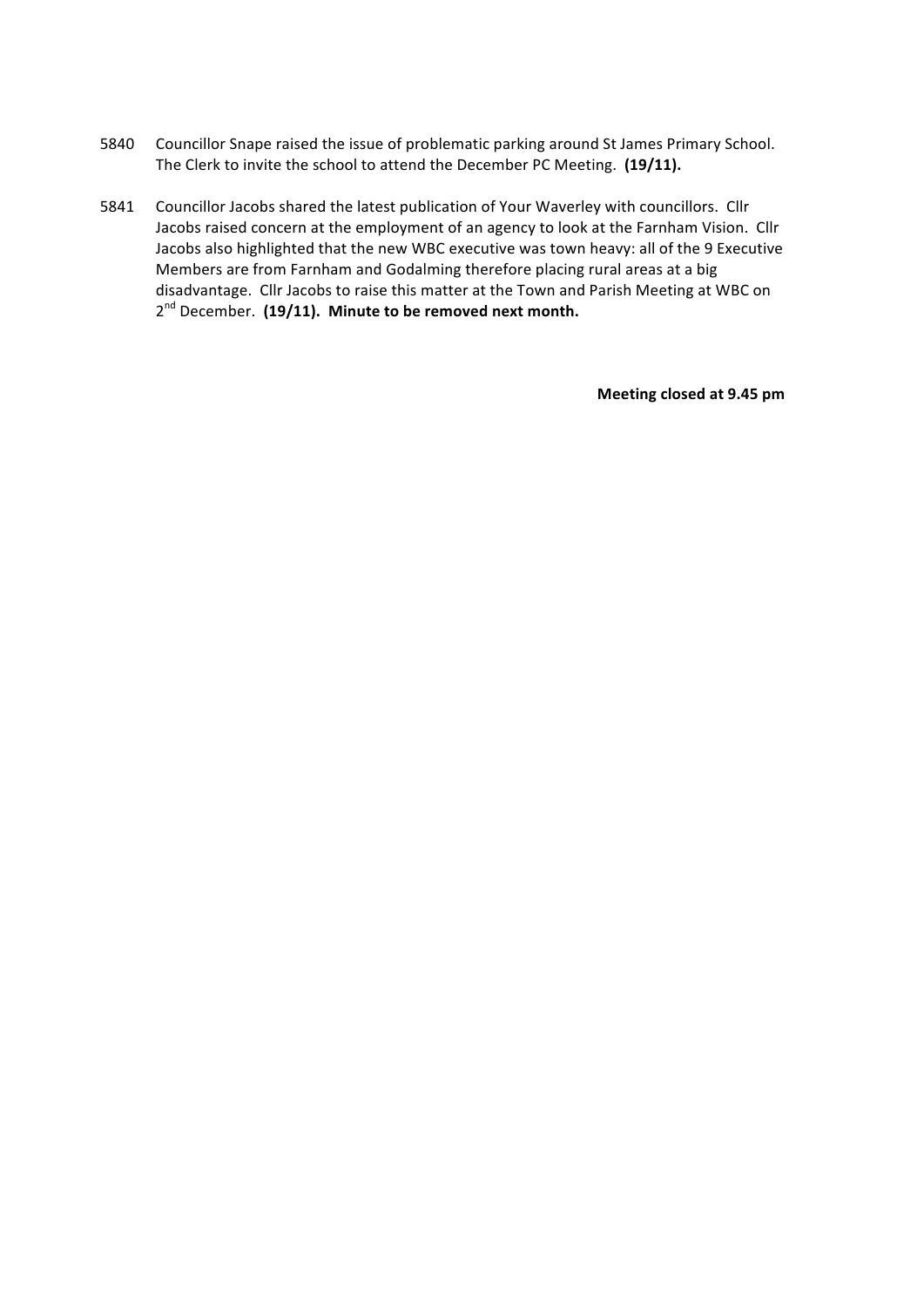5840 Councillor Snape raised the issue of problematic parking around St James Primary School. The Clerk to invite the school to attend the December PC Meeting. **(19/11).**

5841 Councillor Jacobs shared the latest publication of Your Waverley with councillors. Cllr Jacobs raised concern at the employment of an agency to look at the Farnham Vision. Cllr Jacobs also highlighted that the new WBC executive was town heavy: all of the 9 Executive Members are from Farnham and Godalming therefore placing rural areas at a big disadvantage. Cllr Jacobs to raise this matter at the Town and Parish Meeting at WBC on 2nd December. **(19/11). Minute to be removed next month.**

**Meeting closed at 9.45 pm**